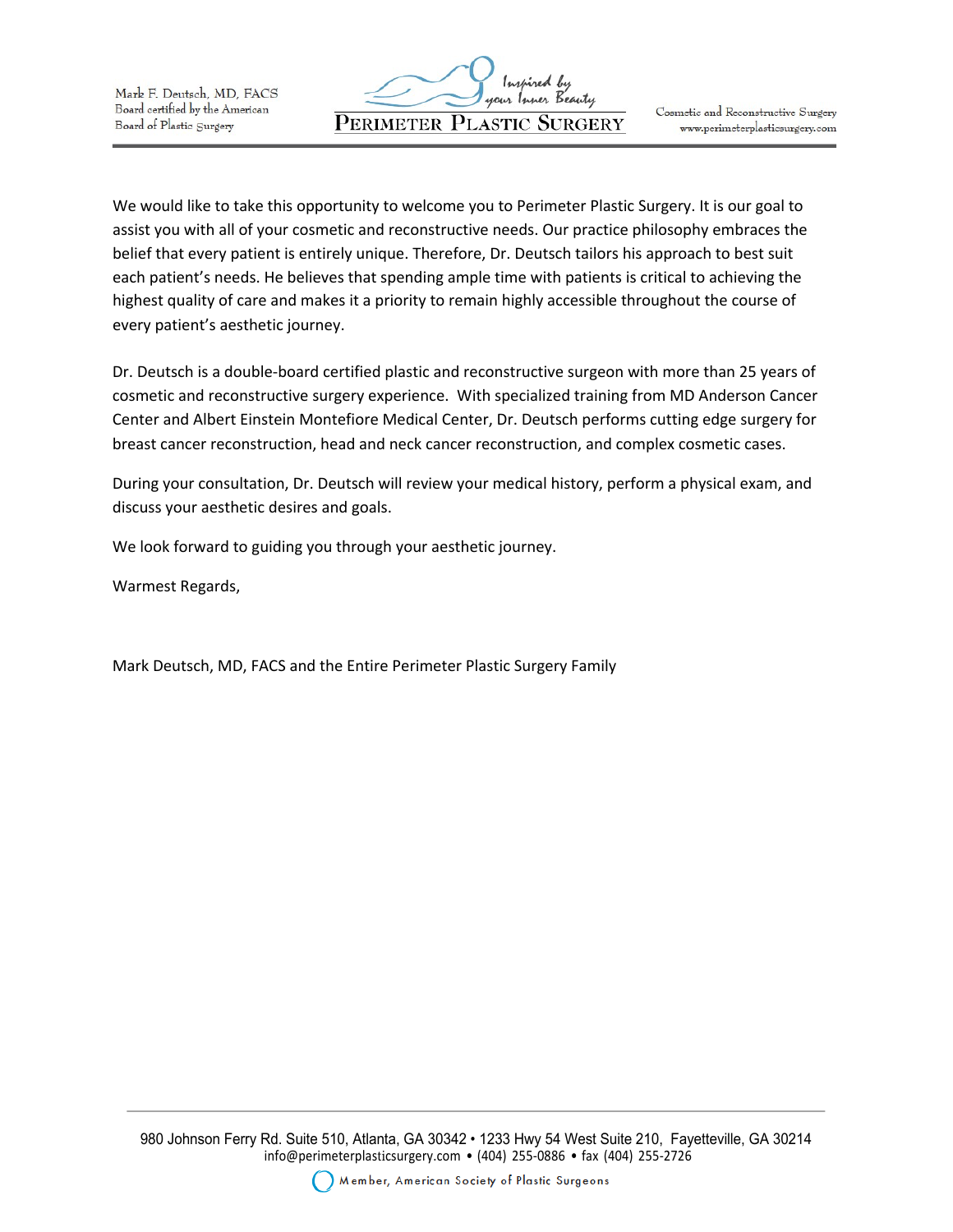Mark F. Deutsch, MD, FACS
Board certified by the American
Board of Plastic Surgery

Inspired by your Inner Beauty

PERIMETER PLASTIC SURGERY

Cosmetic and Reconstructive Surgery
www.perimeterplasticsurgery.com

We would like to take this opportunity to welcome you to Perimeter Plastic Surgery. It is our goal to assist you with all of your cosmetic and reconstructive needs. Our practice philosophy embraces the belief that every patient is entirely unique. Therefore, Dr. Deutsch tailors his approach to best suit each patient's needs. He believes that spending ample time with patients is critical to achieving the highest quality of care and makes it a priority to remain highly accessible throughout the course of every patient's aesthetic journey.

Dr. Deutsch is a double-board certified plastic and reconstructive surgeon with more than 25 years of cosmetic and reconstructive surgery experience. With specialized training from MD Anderson Cancer Center and Albert Einstein Montefiore Medical Center, Dr. Deutsch performs cutting edge surgery for breast cancer reconstruction, head and neck cancer reconstruction, and complex cosmetic cases.

During your consultation, Dr. Deutsch will review your medical history, perform a physical exam, and discuss your aesthetic desires and goals.

We look forward to guiding you through your aesthetic journey.

Warmest Regards,

Mark Deutsch, MD, FACS and the Entire Perimeter Plastic Surgery Family

980 Johnson Ferry Rd. Suite 510, Atlanta, GA 30342 • 1233 Hwy 54 West Suite 210, Fayetteville, GA 30214
info@perimeterplasticsurgery.com • (404) 255-0886 • fax (404) 255-2726

Member, American Society of Plastic Surgeons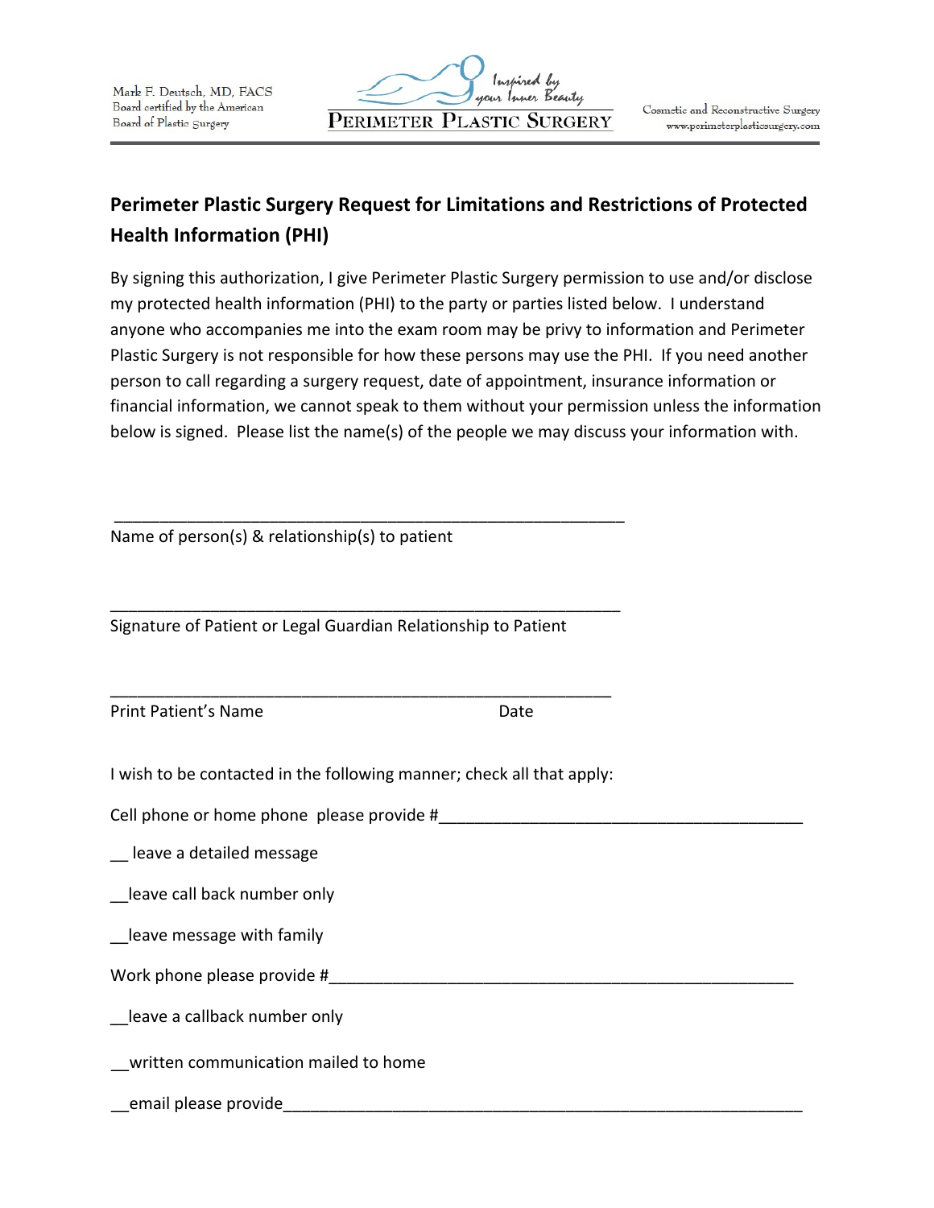Mark F. Deutsch, MD, FACS
Board certified by the American
Board of Plastic Surgery

Inspired by your Inner Beauty
PERIMETER PLASTIC SURGERY

Cosmetic and Reconstructive Surgery
www.perimeterplasticsurgery.com

## Perimeter Plastic Surgery Request for Limitations and Restrictions of Protected Health Information (PHI)

By signing this authorization, I give Perimeter Plastic Surgery permission to use and/or disclose my protected health information (PHI) to the party or parties listed below. I understand anyone who accompanies me into the exam room may be privy to information and Perimeter Plastic Surgery is not responsible for how these persons may use the PHI. If you need another person to call regarding a surgery request, date of appointment, insurance information or financial information, we cannot speak to them without your permission unless the information below is signed. Please list the name(s) of the people we may discuss your information with.

___________________________________________________________

Name of person(s) & relationship(s) to patient

___________________________________________________________

Signature of Patient or Legal Guardian Relationship to Patient

___________________________________________________________

Print Patient's Name Date

I wish to be contacted in the following manner; check all that apply:

Cell phone or home phone please provide #_________________________________________

__ leave a detailed message

__leave call back number only

__leave message with family

Work phone please provide #_________________________________________________

__leave a callback number only

__written communication mailed to home

__email please provide__________________________________________________________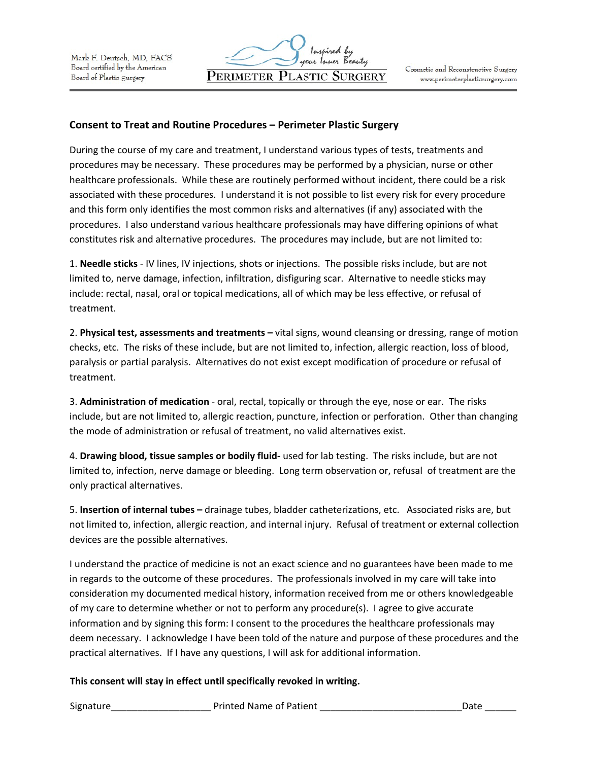Mark F. Deutsch, MD, FACS
Board certified by the American
Board of Plastic Surgery

Inspired by your Inner Beauty
PERIMETER PLASTIC SURGERY

Cosmetic and Reconstructive Surgery
www.perimeterplasticsurgery.com

## Consent to Treat and Routine Procedures – Perimeter Plastic Surgery

During the course of my care and treatment, I understand various types of tests, treatments and procedures may be necessary. These procedures may be performed by a physician, nurse or other healthcare professionals. While these are routinely performed without incident, there could be a risk associated with these procedures. I understand it is not possible to list every risk for every procedure and this form only identifies the most common risks and alternatives (if any) associated with the procedures. I also understand various healthcare professionals may have differing opinions of what constitutes risk and alternative procedures. The procedures may include, but are not limited to:

1. **Needle sticks** - IV lines, IV injections, shots or injections. The possible risks include, but are not limited to, nerve damage, infection, infiltration, disfiguring scar. Alternative to needle sticks may include: rectal, nasal, oral or topical medications, all of which may be less effective, or refusal of treatment.

2. **Physical test, assessments and treatments –** vital signs, wound cleansing or dressing, range of motion checks, etc. The risks of these include, but are not limited to, infection, allergic reaction, loss of blood, paralysis or partial paralysis. Alternatives do not exist except modification of procedure or refusal of treatment.

3. **Administration of medication** - oral, rectal, topically or through the eye, nose or ear. The risks include, but are not limited to, allergic reaction, puncture, infection or perforation. Other than changing the mode of administration or refusal of treatment, no valid alternatives exist.

4. **Drawing blood, tissue samples or bodily fluid-** used for lab testing. The risks include, but are not limited to, infection, nerve damage or bleeding. Long term observation or, refusal of treatment are the only practical alternatives.

5. **Insertion of internal tubes –** drainage tubes, bladder catheterizations, etc. Associated risks are, but not limited to, infection, allergic reaction, and internal injury. Refusal of treatment or external collection devices are the possible alternatives.

I understand the practice of medicine is not an exact science and no guarantees have been made to me in regards to the outcome of these procedures. The professionals involved in my care will take into consideration my documented medical history, information received from me or others knowledgeable of my care to determine whether or not to perform any procedure(s). I agree to give accurate information and by signing this form: I consent to the procedures the healthcare professionals may deem necessary. I acknowledge I have been told of the nature and purpose of these procedures and the practical alternatives. If I have any questions, I will ask for additional information.

**This consent will stay in effect until specifically revoked in writing.**

Signature___________________ Printed Name of Patient ___________________________Date ______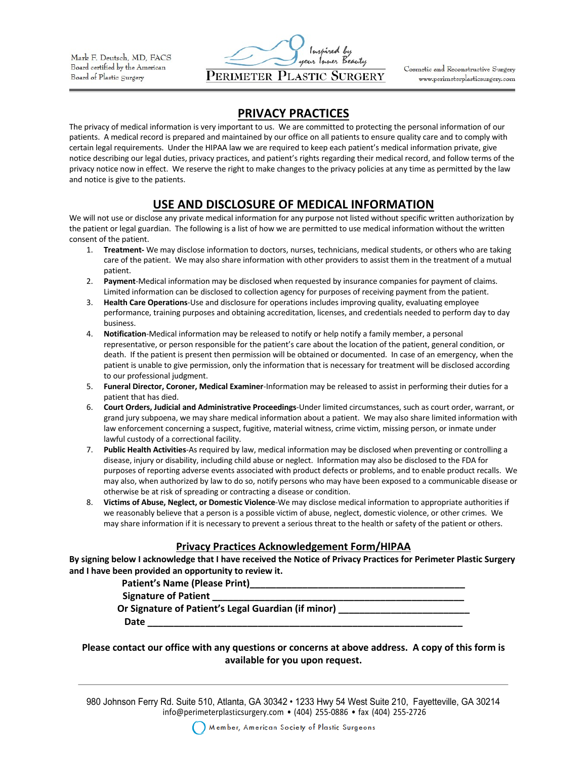Mark F. Deutsch, MD, FACS
Board certified by the American
Board of Plastic Surgery

Inspired by your Inner Beauty
PERIMETER PLASTIC SURGERY

Cosmetic and Reconstructive Surgery
www.perimeterplasticsurgery.com

# PRIVACY PRACTICES

The privacy of medical information is very important to us. We are committed to protecting the personal information of our patients. A medical record is prepared and maintained by our office on all patients to ensure quality care and to comply with certain legal requirements. Under the HIPAA law we are required to keep each patient's medical information private, give notice describing our legal duties, privacy practices, and patient's rights regarding their medical record, and follow terms of the privacy notice now in effect. We reserve the right to make changes to the privacy policies at any time as permitted by the law and notice is give to the patients.

# USE AND DISCLOSURE OF MEDICAL INFORMATION

We will not use or disclose any private medical information for any purpose not listed without specific written authorization by the patient or legal guardian. The following is a list of how we are permitted to use medical information without the written consent of the patient.

1. **Treatment-** We may disclose information to doctors, nurses, technicians, medical students, or others who are taking care of the patient. We may also share information with other providers to assist them in the treatment of a mutual patient.
2. **Payment**-Medical information may be disclosed when requested by insurance companies for payment of claims. Limited information can be disclosed to collection agency for purposes of receiving payment from the patient.
3. **Health Care Operations**-Use and disclosure for operations includes improving quality, evaluating employee performance, training purposes and obtaining accreditation, licenses, and credentials needed to perform day to day business.
4. **Notification**-Medical information may be released to notify or help notify a family member, a personal representative, or person responsible for the patient's care about the location of the patient, general condition, or death. If the patient is present then permission will be obtained or documented. In case of an emergency, when the patient is unable to give permission, only the information that is necessary for treatment will be disclosed according to our professional judgment.
5. **Funeral Director, Coroner, Medical Examiner**-Information may be released to assist in performing their duties for a patient that has died.
6. **Court Orders, Judicial and Administrative Proceedings**-Under limited circumstances, such as court order, warrant, or grand jury subpoena, we may share medical information about a patient. We may also share limited information with law enforcement concerning a suspect, fugitive, material witness, crime victim, missing person, or inmate under lawful custody of a correctional facility.
7. **Public Health Activities**-As required by law, medical information may be disclosed when preventing or controlling a disease, injury or disability, including child abuse or neglect. Information may also be disclosed to the FDA for purposes of reporting adverse events associated with product defects or problems, and to enable product recalls. We may also, when authorized by law to do so, notify persons who may have been exposed to a communicable disease or otherwise be at risk of spreading or contracting a disease or condition.
8. **Victims of Abuse, Neglect, or Domestic Violence**-We may disclose medical information to appropriate authorities if we reasonably believe that a person is a possible victim of abuse, neglect, domestic violence, or other crimes. We may share information if it is necessary to prevent a serious threat to the health or safety of the patient or others.

## Privacy Practices Acknowledgement Form/HIPAA

**By signing below I acknowledge that I have received the Notice of Privacy Practices for Perimeter Plastic Surgery and I have been provided an opportunity to review it.**

**Patient's Name (Please Print)**\_\_\_\_\_\_\_\_\_\_\_\_\_\_\_\_\_\_\_\_\_\_\_\_\_\_\_\_\_\_\_\_\_\_\_\_\_\_\_\_

**Signature of Patient** \_\_\_\_\_\_\_\_\_\_\_\_\_\_\_\_\_\_\_\_\_\_\_\_\_\_\_\_\_\_\_\_\_\_\_\_\_\_\_\_\_\_\_\_

**Or Signature of Patient's Legal Guardian (if minor)** \_\_\_\_\_\_\_\_\_\_\_\_\_\_\_\_\_\_\_\_\_\_\_\_

**Date** \_\_\_\_\_\_\_\_\_\_\_\_\_\_\_\_\_\_\_\_\_\_\_\_\_\_\_\_\_\_\_\_\_\_\_\_\_\_\_\_\_\_\_\_\_\_\_\_\_\_\_\_\_\_\_\_\_\_

**Please contact our office with any questions or concerns at above address. A copy of this form is available for you upon request.**

980 Johnson Ferry Rd. Suite 510, Atlanta, GA 30342 • 1233 Hwy 54 West Suite 210, Fayetteville, GA 30214
info@perimeterplasticsurgery.com • (404) 255-0886 • fax (404) 255-2726

Member, American Society of Plastic Surgeons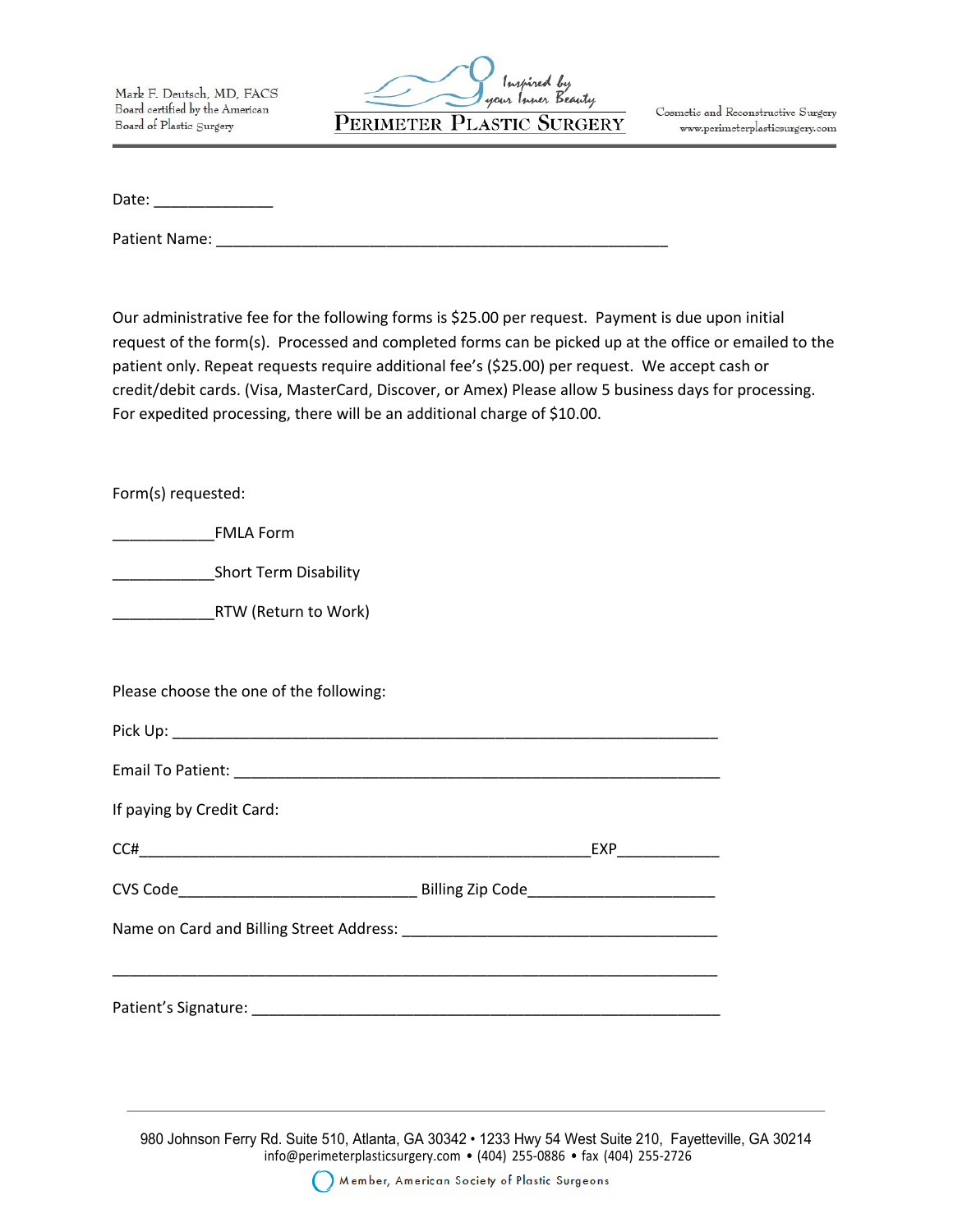Mark F. Deutsch, MD, FACS
Board certified by the American
Board of Plastic Surgery

Inspired by your Inner Beauty

PERIMETER PLASTIC SURGERY

Cosmetic and Reconstructive Surgery
www.perimeterplasticsurgery.com

Date: ______________

Patient Name: _____________________________________________________

Our administrative fee for the following forms is $25.00 per request. Payment is due upon initial request of the form(s). Processed and completed forms can be picked up at the office or emailed to the patient only. Repeat requests require additional fee's ($25.00) per request. We accept cash or credit/debit cards. (Visa, MasterCard, Discover, or Amex) Please allow 5 business days for processing. For expedited processing, there will be an additional charge of $10.00.

Form(s) requested:

____________FMLA Form

____________Short Term Disability

____________RTW (Return to Work)

Please choose the one of the following:

Pick Up: _________________________________________________________________

Email To Patient: __________________________________________________________

If paying by Credit Card:

CC#_____________________________________________________EXP____________

CVS Code____________________________ Billing Zip Code______________________

Name on Card and Billing Street Address: _____________________________________

_________________________________________________________________________

Patient's Signature: ________________________________________________________

980 Johnson Ferry Rd. Suite 510, Atlanta, GA 30342 • 1233 Hwy 54 West Suite 210, Fayetteville, GA 30214
info@perimeterplasticsurgery.com • (404) 255-0886 • fax (404) 255-2726

Member, American Society of Plastic Surgeons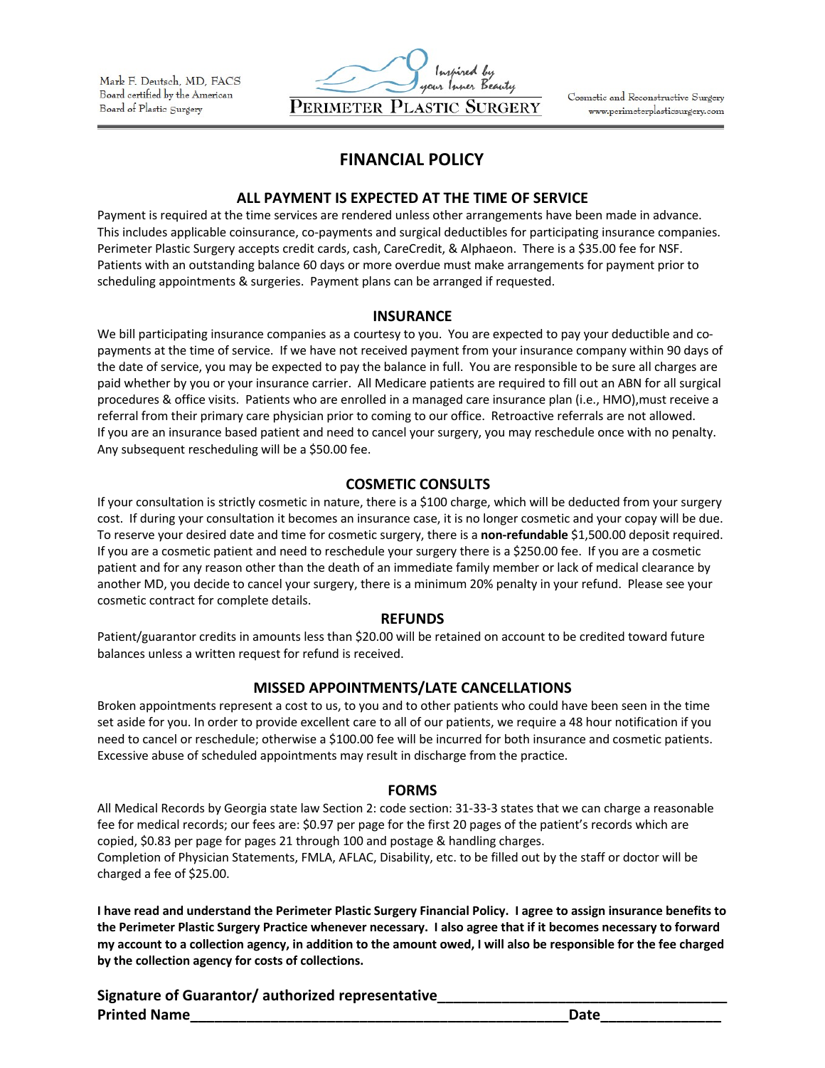Mark F. Deutsch, MD, FACS
Board certified by the American
Board of Plastic Surgery

Inspired by your Inner Beauty
PERIMETER PLASTIC SURGERY

Cosmetic and Reconstructive Surgery
www.perimeterplasticsurgery.com

# FINANCIAL POLICY

## ALL PAYMENT IS EXPECTED AT THE TIME OF SERVICE

Payment is required at the time services are rendered unless other arrangements have been made in advance. This includes applicable coinsurance, co-payments and surgical deductibles for participating insurance companies. Perimeter Plastic Surgery accepts credit cards, cash, CareCredit, & Alphaeon. There is a $35.00 fee for NSF. Patients with an outstanding balance 60 days or more overdue must make arrangements for payment prior to scheduling appointments & surgeries. Payment plans can be arranged if requested.

## INSURANCE

We bill participating insurance companies as a courtesy to you. You are expected to pay your deductible and co-payments at the time of service. If we have not received payment from your insurance company within 90 days of the date of service, you may be expected to pay the balance in full. You are responsible to be sure all charges are paid whether by you or your insurance carrier. All Medicare patients are required to fill out an ABN for all surgical procedures & office visits. Patients who are enrolled in a managed care insurance plan (i.e., HMO),must receive a referral from their primary care physician prior to coming to our office. Retroactive referrals are not allowed.
If you are an insurance based patient and need to cancel your surgery, you may reschedule once with no penalty. Any subsequent rescheduling will be a $50.00 fee.

## COSMETIC CONSULTS

If your consultation is strictly cosmetic in nature, there is a $100 charge, which will be deducted from your surgery cost. If during your consultation it becomes an insurance case, it is no longer cosmetic and your copay will be due. To reserve your desired date and time for cosmetic surgery, there is a **non-refundable** $1,500.00 deposit required. If you are a cosmetic patient and need to reschedule your surgery there is a $250.00 fee. If you are a cosmetic patient and for any reason other than the death of an immediate family member or lack of medical clearance by another MD, you decide to cancel your surgery, there is a minimum 20% penalty in your refund. Please see your cosmetic contract for complete details.

## REFUNDS

Patient/guarantor credits in amounts less than $20.00 will be retained on account to be credited toward future balances unless a written request for refund is received.

## MISSED APPOINTMENTS/LATE CANCELLATIONS

Broken appointments represent a cost to us, to you and to other patients who could have been seen in the time set aside for you. In order to provide excellent care to all of our patients, we require a 48 hour notification if you need to cancel or reschedule; otherwise a $100.00 fee will be incurred for both insurance and cosmetic patients. Excessive abuse of scheduled appointments may result in discharge from the practice.

## FORMS

All Medical Records by Georgia state law Section 2: code section: 31-33-3 states that we can charge a reasonable fee for medical records; our fees are: $0.97 per page for the first 20 pages of the patient's records which are copied, $0.83 per page for pages 21 through 100 and postage & handling charges.
Completion of Physician Statements, FMLA, AFLAC, Disability, etc. to be filled out by the staff or doctor will be charged a fee of $25.00.

**I have read and understand the Perimeter Plastic Surgery Financial Policy. I agree to assign insurance benefits to the Perimeter Plastic Surgery Practice whenever necessary. I also agree that if it becomes necessary to forward my account to a collection agency, in addition to the amount owed, I will also be responsible for the fee charged by the collection agency for costs of collections.**

**Signature of Guarantor/ authorized representative____________________________________**
**Printed Name________________________________________________Date______________**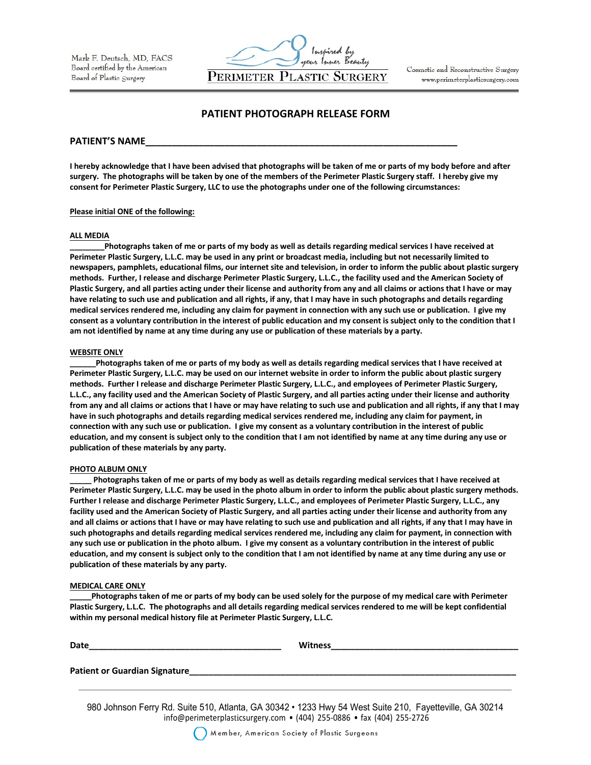Mark F. Deutsch, MD, FACS
Board certified by the American
Board of Plastic Surgery

Inspired by your Inner Beauty

PERIMETER PLASTIC SURGERY

Cosmetic and Reconstructive Surgery
www.perimeterplasticsurgery.com

# PATIENT PHOTOGRAPH RELEASE FORM

**PATIENT'S NAME_______________________________________________________________**

**I hereby acknowledge that I have been advised that photographs will be taken of me or parts of my body before and after surgery. The photographs will be taken by one of the members of the Perimeter Plastic Surgery staff. I hereby give my consent for Perimeter Plastic Surgery, LLC to use the photographs under one of the following circumstances:**

**Please initial ONE of the following:**

**ALL MEDIA**
**________Photographs taken of me or parts of my body as well as details regarding medical services I have received at Perimeter Plastic Surgery, L.L.C. may be used in any print or broadcast media, including but not necessarily limited to newspapers, pamphlets, educational films, our internet site and television, in order to inform the public about plastic surgery methods. Further, I release and discharge Perimeter Plastic Surgery, L.L.C., the facility used and the American Society of Plastic Surgery, and all parties acting under their license and authority from any and all claims or actions that I have or may have relating to such use and publication and all rights, if any, that I may have in such photographs and details regarding medical services rendered me, including any claim for payment in connection with any such use or publication. I give my consent as a voluntary contribution in the interest of public education and my consent is subject only to the condition that I am not identified by name at any time during any use or publication of these materials by a party.**

**WEBSITE ONLY**
**______Photographs taken of me or parts of my body as well as details regarding medical services that I have received at Perimeter Plastic Surgery, L.L.C. may be used on our internet website in order to inform the public about plastic surgery methods. Further I release and discharge Perimeter Plastic Surgery, L.L.C., and employees of Perimeter Plastic Surgery, L.L.C., any facility used and the American Society of Plastic Surgery, and all parties acting under their license and authority from any and all claims or actions that I have or may have relating to such use and publication and all rights, if any that I may have in such photographs and details regarding medical services rendered me, including any claim for payment, in connection with any such use or publication. I give my consent as a voluntary contribution in the interest of public education, and my consent is subject only to the condition that I am not identified by name at any time during any use or publication of these materials by any party.**

**PHOTO ALBUM ONLY**
**_____ Photographs taken of me or parts of my body as well as details regarding medical services that I have received at Perimeter Plastic Surgery, L.L.C. may be used in the photo album in order to inform the public about plastic surgery methods. Further I release and discharge Perimeter Plastic Surgery, L.L.C., and employees of Perimeter Plastic Surgery, L.L.C., any facility used and the American Society of Plastic Surgery, and all parties acting under their license and authority from any and all claims or actions that I have or may have relating to such use and publication and all rights, if any that I may have in such photographs and details regarding medical services rendered me, including any claim for payment, in connection with any such use or publication in the photo album. I give my consent as a voluntary contribution in the interest of public education, and my consent is subject only to the condition that I am not identified by name at any time during any use or publication of these materials by any party.**

**MEDICAL CARE ONLY**
**_____Photographs taken of me or parts of my body can be used solely for the purpose of my medical care with Perimeter Plastic Surgery, L.L.C. The photographs and all details regarding medical services rendered to me will be kept confidential within my personal medical history file at Perimeter Plastic Surgery, L.L.C.**

**Date________________________________________ Witness________________________________________**

**Patient or Guardian Signature_______________________________________________________________**

980 Johnson Ferry Rd. Suite 510, Atlanta, GA 30342 • 1233 Hwy 54 West Suite 210, Fayetteville, GA 30214
info@perimeterplasticsurgery.com • (404) 255-0886 • fax (404) 255-2726

Member, American Society of Plastic Surgeons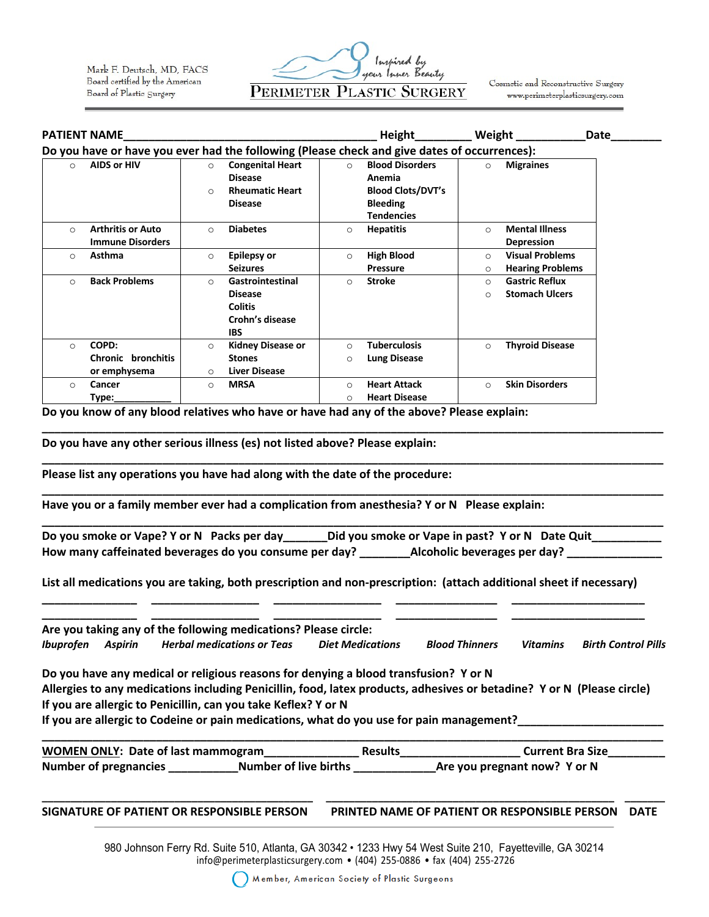Mark F. Deutsch, MD, FACS
Board certified by the American
Board of Plastic Surgery

*Inspired by your Inner Beauty*

# PERIMETER PLASTIC SURGERY

Cosmetic and Reconstructive Surgery
www.perimeterplasticsurgery.com

**PATIENT NAME**_________________________________________ **Height**_________ **Weight** ___________ **Date**________

**Do you have or have you ever had the following (Please check and give dates of occurrences):**

| | | | |
|---|---|---|---|
| ○ **AIDS or HIV** | ○ **Congenital Heart Disease**<br>○ **Rheumatic Heart Disease** | ○ **Blood Disorders Anemia Blood Clots/DVT's Bleeding Tendencies** | ○ **Migraines** |
| ○ **Arthritis or Auto Immune Disorders** | ○ **Diabetes** | ○ **Hepatitis** | ○ **Mental Illness Depression** |
| ○ **Asthma** | ○ **Epilepsy or Seizures** | ○ **High Blood Pressure** | ○ **Visual Problems**<br>○ **Hearing Problems** |
| ○ **Back Problems** | ○ **Gastrointestinal Disease Colitis Crohn's disease IBS** | ○ **Stroke** | ○ **Gastric Reflux**<br>○ **Stomach Ulcers** |
| ○ **COPD: Chronic bronchitis or emphysema** | ○ **Kidney Disease or Stones**<br>○ **Liver Disease** | ○ **Tuberculosis**<br>○ **Lung Disease** | ○ **Thyroid Disease** |
| ○ **Cancer Type:**___________ | ○ **MRSA** | ○ **Heart Attack**<br>○ **Heart Disease** | ○ **Skin Disorders** |

**Do you know of any blood relatives who have or have had any of the above? Please explain:**

_____________________________________________________________________________________________

**Do you have any other serious illness (es) not listed above? Please explain:**

_____________________________________________________________________________________________

**Please list any operations you have had along with the date of the procedure:**

_____________________________________________________________________________________________

**Have you or a family member ever had a complication from anesthesia? Y or N Please explain:**

_____________________________________________________________________________________________

**Do you smoke or Vape? Y or N Packs per day**_______**Did you smoke or Vape in past? Y or N Date Quit**___________

**How many caffeinated beverages do you consume per day?** ________**Alcoholic beverages per day?** _______________

**List all medications you are taking, both prescription and non-prescription: (attach additional sheet if necessary)**

_______________ _________________ _________________ ________________ _____________________

_______________ _________________ _________________ ________________ _____________________

**Are you taking any of the following medications? Please circle:**

***Ibuprofen Aspirin Herbal medications or Teas Diet Medications Blood Thinners Vitamins Birth Control Pills***

**Do you have any medical or religious reasons for denying a blood transfusion? Y or N**

**Allergies to any medications including Penicillin, food, latex products, adhesives or betadine? Y or N (Please circle)**

**If you are allergic to Penicillin, can you take Keflex? Y or N**

**If you are allergic to Codeine or pain medications, what do you use for pain management?**______________________

_____________________________________________________________________________________________

**WOMEN ONLY: Date of last mammogram**_______________ **Results**___________________ **Current Bra Size**_________

**Number of pregnancies** ___________**Number of live births** _____________**Are you pregnant now? Y or N**

_____________________________________________ _______________________________________________ _______

**SIGNATURE OF PATIENT OR RESPONSIBLE PERSON** **PRINTED NAME OF PATIENT OR RESPONSIBLE PERSON** **DATE**

980 Johnson Ferry Rd. Suite 510, Atlanta, GA 30342 • 1233 Hwy 54 West Suite 210, Fayetteville, GA 30214
info@perimeterplasticsurgery.com • (404) 255-0886 • fax (404) 255-2726

Member, American Society of Plastic Surgeons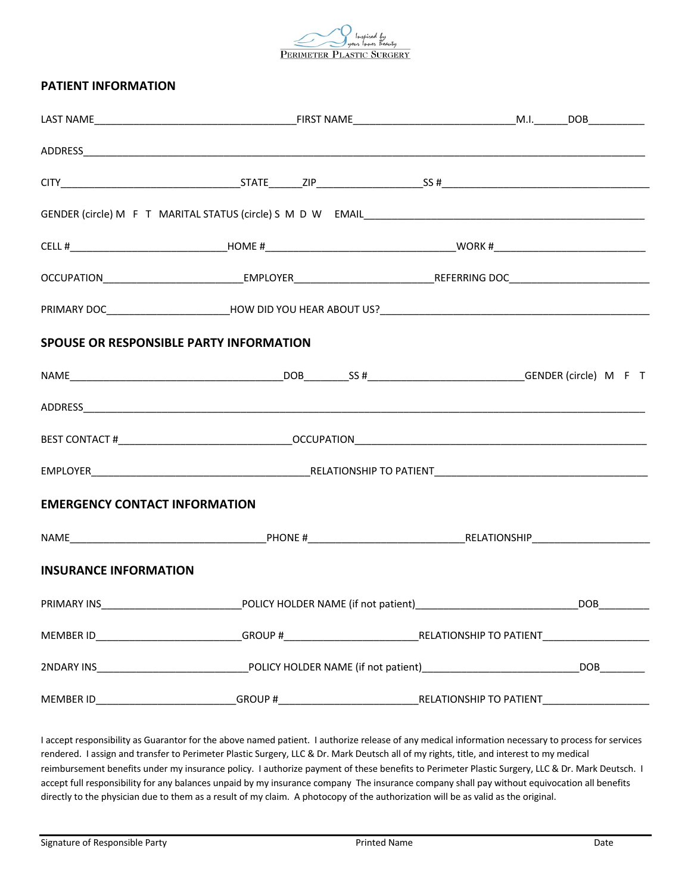Inspired by your Inner Beauty

PERIMETER PLASTIC SURGERY

## PATIENT INFORMATION

LAST NAME____________________________________FIRST NAME____________________________M.I.______DOB__________

ADDRESS____________________________________________________________________________________________

CITY_________________________________STATE______ZIP__________________SS #_____________________________________

GENDER (circle) M F T MARITAL STATUS (circle) S M D W EMAIL__________________________________________________

CELL #____________________________HOME #_________________________________WORK #___________________________

OCCUPATION_________________________EMPLOYER________________________REFERRING DOC_________________________

PRIMARY DOC______________________HOW DID YOU HEAR ABOUT US?_________________________________________________

## SPOUSE OR RESPONSIBLE PARTY INFORMATION

NAME______________________________________DOB________SS #___________________________GENDER (circle) M F T

ADDRESS____________________________________________________________________________________________

BEST CONTACT #______________________________OCCUPATION_____________________________________________________

EMPLOYER_______________________________________RELATIONSHIP TO PATIENT_____________________________________

## EMERGENCY CONTACT INFORMATION

NAME__________________________________PHONE #___________________________RELATIONSHIP______________________

## INSURANCE INFORMATION

PRIMARY INS_________________________POLICY HOLDER NAME (if not patient)_____________________________DOB_________

MEMBER ID__________________________GROUP #_______________________RELATIONSHIP TO PATIENT___________________

2NDARY INS__________________________POLICY HOLDER NAME (if not patient)____________________________DOB________

MEMBER ID_________________________GROUP #_________________________RELATIONSHIP TO PATIENT___________________

I accept responsibility as Guarantor for the above named patient. I authorize release of any medical information necessary to process for services rendered. I assign and transfer to Perimeter Plastic Surgery, LLC & Dr. Mark Deutsch all of my rights, title, and interest to my medical reimbursement benefits under my insurance policy. I authorize payment of these benefits to Perimeter Plastic Surgery, LLC & Dr. Mark Deutsch. I accept full responsibility for any balances unpaid by my insurance company The insurance company shall pay without equivocation all benefits directly to the physician due to them as a result of my claim. A photocopy of the authorization will be as valid as the original.

Signature of Responsible Party Printed Name Date